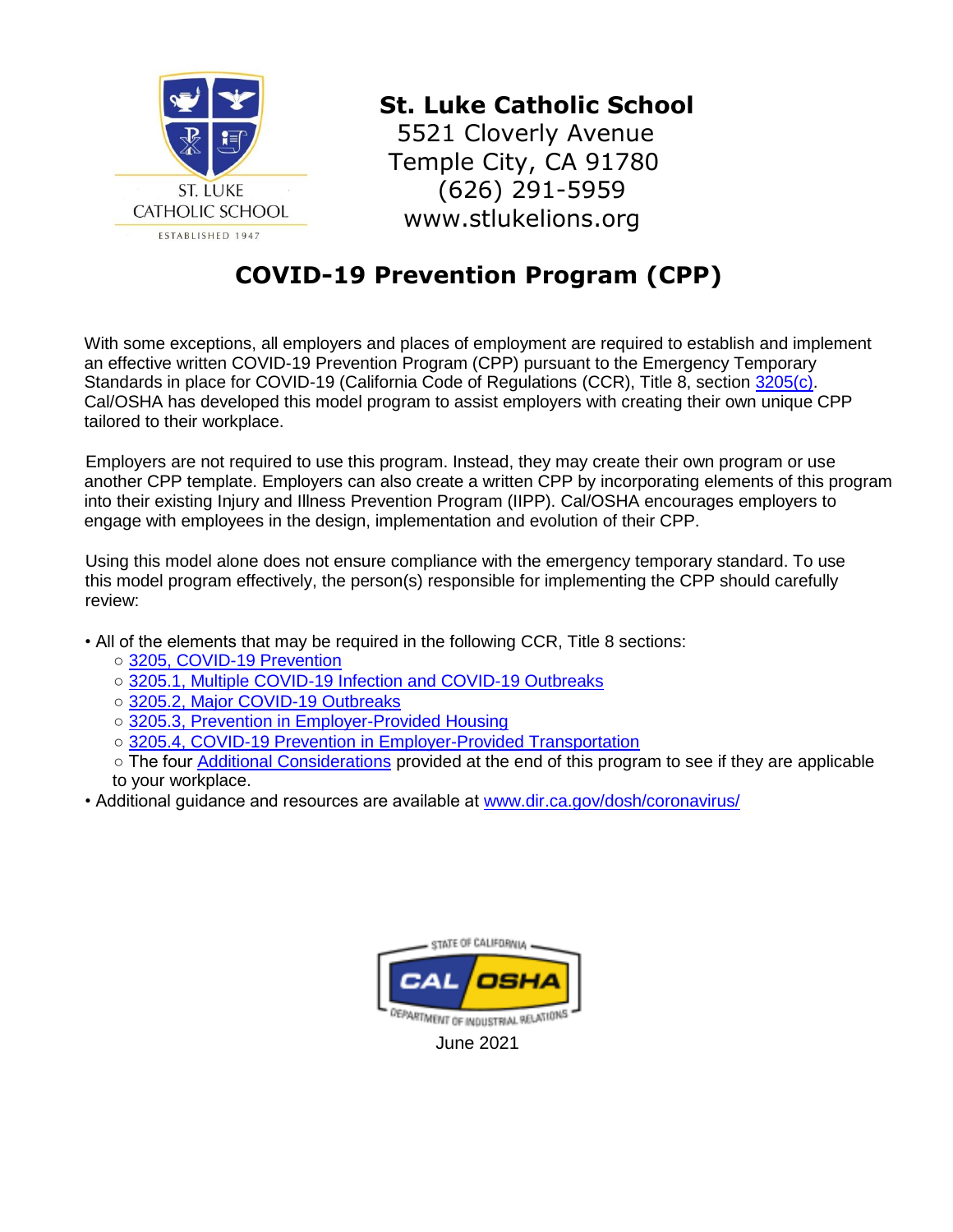**St. Luke Catholic School**
5521 Cloverly Avenue
Temple City, CA 91780
(626) 291-5959
www.stlukelions.org

# COVID-19 Prevention Program (CPP)

With some exceptions, all employers and places of employment are required to establish and implement an effective written COVID-19 Prevention Program (CPP) pursuant to the Emergency Temporary Standards in place for COVID-19 (California Code of Regulations (CCR), Title 8, section 3205(c). Cal/OSHA has developed this model program to assist employers with creating their own unique CPP tailored to their workplace.

Employers are not required to use this program. Instead, they may create their own program or use another CPP template. Employers can also create a written CPP by incorporating elements of this program into their existing Injury and Illness Prevention Program (IIPP). Cal/OSHA encourages employers to engage with employees in the design, implementation and evolution of their CPP.

Using this model alone does not ensure compliance with the emergency temporary standard. To use this model program effectively, the person(s) responsible for implementing the CPP should carefully review:

- All of the elements that may be required in the following CCR, Title 8 sections:
  - 3205, COVID-19 Prevention
  - 3205.1, Multiple COVID-19 Infection and COVID-19 Outbreaks
  - 3205.2, Major COVID-19 Outbreaks
  - 3205.3, Prevention in Employer-Provided Housing
  - 3205.4, COVID-19 Prevention in Employer-Provided Transportation
  - The four Additional Considerations provided at the end of this program to see if they are applicable to your workplace.
- Additional guidance and resources are available at www.dir.ca.gov/dosh/coronavirus/

June 2021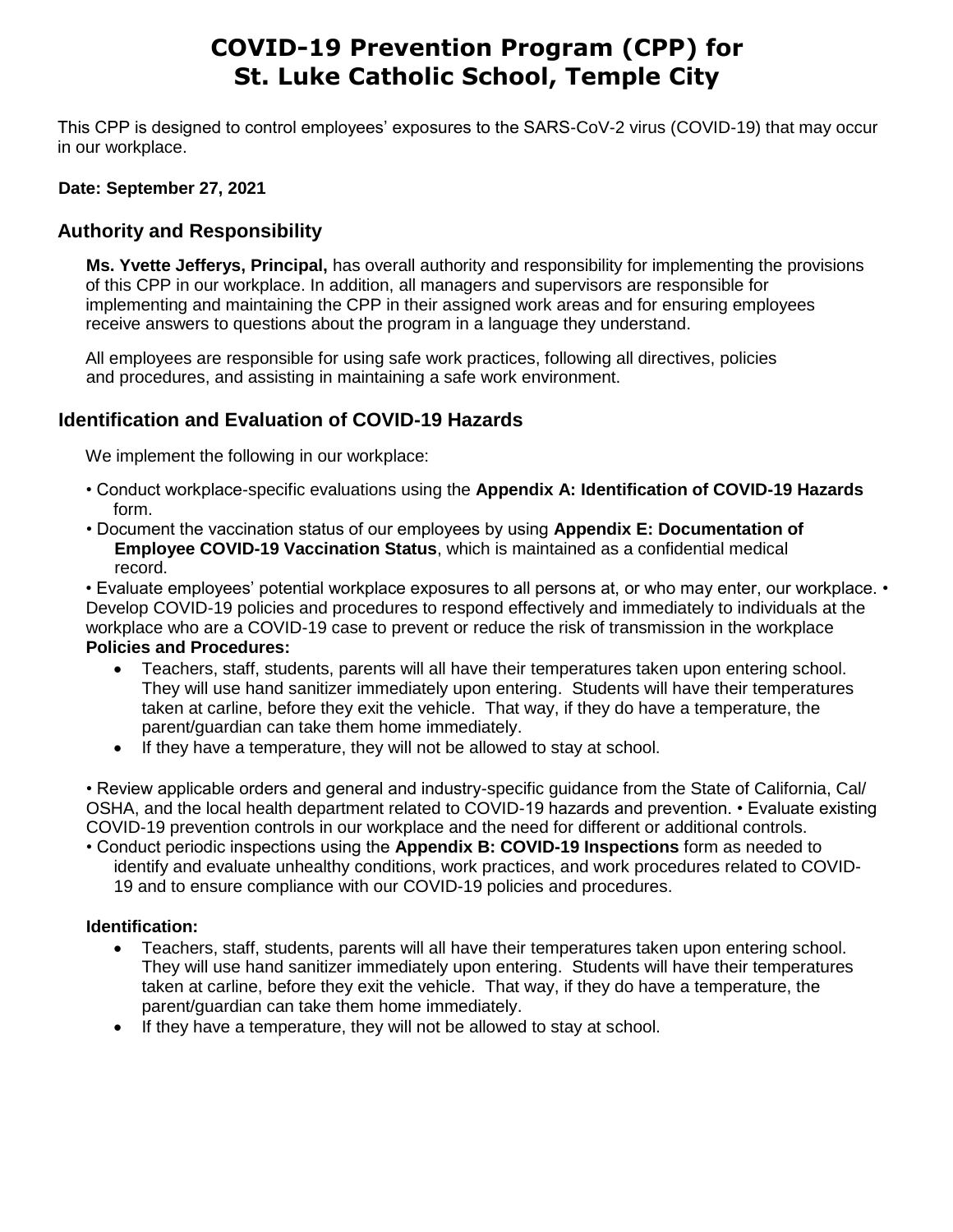# COVID-19 Prevention Program (CPP) for St. Luke Catholic School, Temple City

This CPP is designed to control employees' exposures to the SARS-CoV-2 virus (COVID-19) that may occur in our workplace.

**Date: September 27, 2021**

## Authority and Responsibility

**Ms. Yvette Jefferys, Principal,** has overall authority and responsibility for implementing the provisions of this CPP in our workplace. In addition, all managers and supervisors are responsible for implementing and maintaining the CPP in their assigned work areas and for ensuring employees receive answers to questions about the program in a language they understand.

All employees are responsible for using safe work practices, following all directives, policies and procedures, and assisting in maintaining a safe work environment.

## Identification and Evaluation of COVID-19 Hazards

We implement the following in our workplace:

- Conduct workplace-specific evaluations using the **Appendix A: Identification of COVID-19 Hazards** form.
- Document the vaccination status of our employees by using **Appendix E: Documentation of Employee COVID-19 Vaccination Status**, which is maintained as a confidential medical record.
- Evaluate employees' potential workplace exposures to all persons at, or who may enter, our workplace.
- Develop COVID-19 policies and procedures to respond effectively and immediately to individuals at the workplace who are a COVID-19 case to prevent or reduce the risk of transmission in the workplace

**Policies and Procedures:**

- Teachers, staff, students, parents will all have their temperatures taken upon entering school. They will use hand sanitizer immediately upon entering. Students will have their temperatures taken at carline, before they exit the vehicle. That way, if they do have a temperature, the parent/guardian can take them home immediately.
- If they have a temperature, they will not be allowed to stay at school.

- Review applicable orders and general and industry-specific guidance from the State of California, Cal/ OSHA, and the local health department related to COVID-19 hazards and prevention.
- Evaluate existing COVID-19 prevention controls in our workplace and the need for different or additional controls.
- Conduct periodic inspections using the **Appendix B: COVID-19 Inspections** form as needed to identify and evaluate unhealthy conditions, work practices, and work procedures related to COVID-19 and to ensure compliance with our COVID-19 policies and procedures.

**Identification:**

- Teachers, staff, students, parents will all have their temperatures taken upon entering school. They will use hand sanitizer immediately upon entering. Students will have their temperatures taken at carline, before they exit the vehicle. That way, if they do have a temperature, the parent/guardian can take them home immediately.
- If they have a temperature, they will not be allowed to stay at school.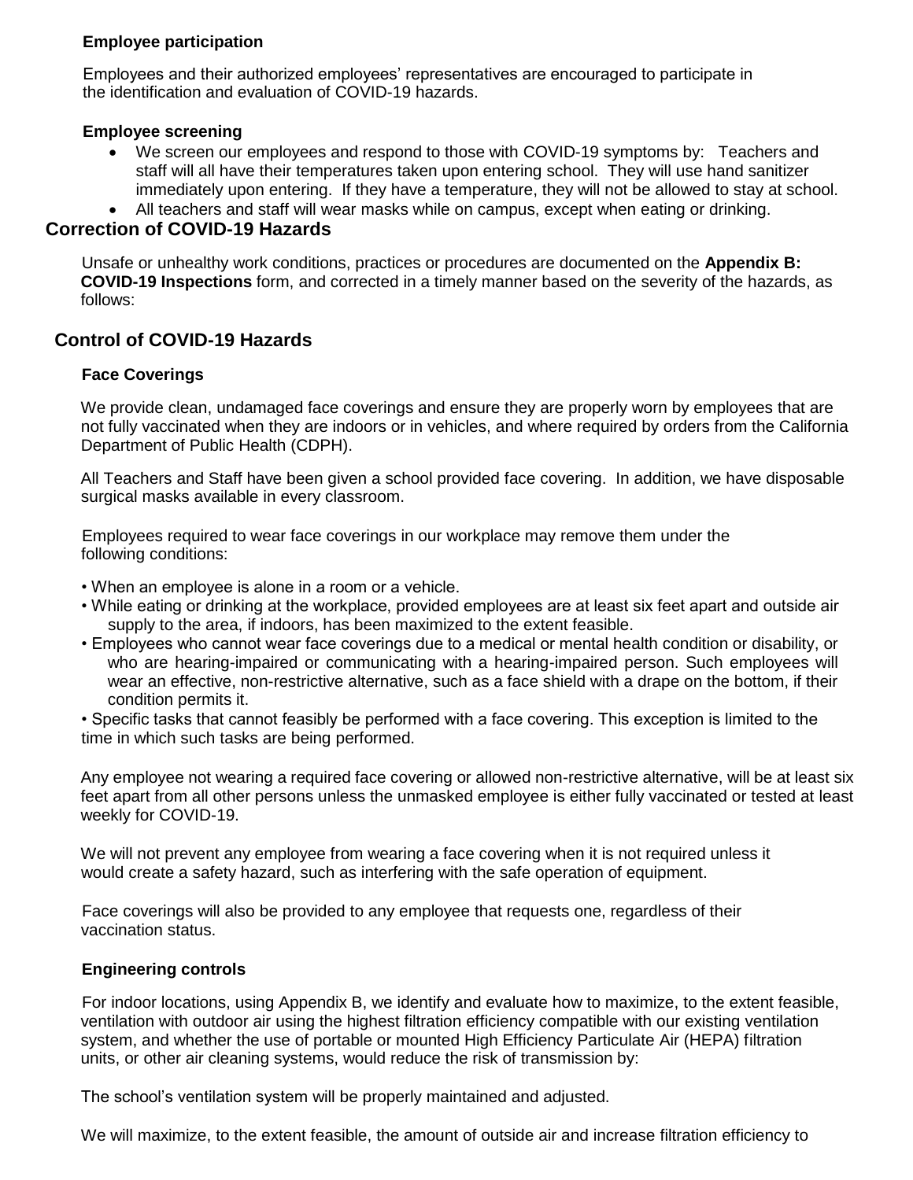### Employee participation

Employees and their authorized employees' representatives are encouraged to participate in the identification and evaluation of COVID-19 hazards.

### Employee screening

- We screen our employees and respond to those with COVID-19 symptoms by: Teachers and staff will all have their temperatures taken upon entering school. They will use hand sanitizer immediately upon entering. If they have a temperature, they will not be allowed to stay at school.
- All teachers and staff will wear masks while on campus, except when eating or drinking.

## Correction of COVID-19 Hazards

Unsafe or unhealthy work conditions, practices or procedures are documented on the **Appendix B: COVID-19 Inspections** form, and corrected in a timely manner based on the severity of the hazards, as follows:

## Control of COVID-19 Hazards

### Face Coverings

We provide clean, undamaged face coverings and ensure they are properly worn by employees that are not fully vaccinated when they are indoors or in vehicles, and where required by orders from the California Department of Public Health (CDPH).

All Teachers and Staff have been given a school provided face covering. In addition, we have disposable surgical masks available in every classroom.

Employees required to wear face coverings in our workplace may remove them under the following conditions:

- When an employee is alone in a room or a vehicle.
- While eating or drinking at the workplace, provided employees are at least six feet apart and outside air supply to the area, if indoors, has been maximized to the extent feasible.
- Employees who cannot wear face coverings due to a medical or mental health condition or disability, or who are hearing-impaired or communicating with a hearing-impaired person. Such employees will wear an effective, non-restrictive alternative, such as a face shield with a drape on the bottom, if their condition permits it.
- Specific tasks that cannot feasibly be performed with a face covering. This exception is limited to the time in which such tasks are being performed.

Any employee not wearing a required face covering or allowed non-restrictive alternative, will be at least six feet apart from all other persons unless the unmasked employee is either fully vaccinated or tested at least weekly for COVID-19.

We will not prevent any employee from wearing a face covering when it is not required unless it would create a safety hazard, such as interfering with the safe operation of equipment.

Face coverings will also be provided to any employee that requests one, regardless of their vaccination status.

### Engineering controls

For indoor locations, using Appendix B, we identify and evaluate how to maximize, to the extent feasible, ventilation with outdoor air using the highest filtration efficiency compatible with our existing ventilation system, and whether the use of portable or mounted High Efficiency Particulate Air (HEPA) filtration units, or other air cleaning systems, would reduce the risk of transmission by:

The school's ventilation system will be properly maintained and adjusted.

We will maximize, to the extent feasible, the amount of outside air and increase filtration efficiency to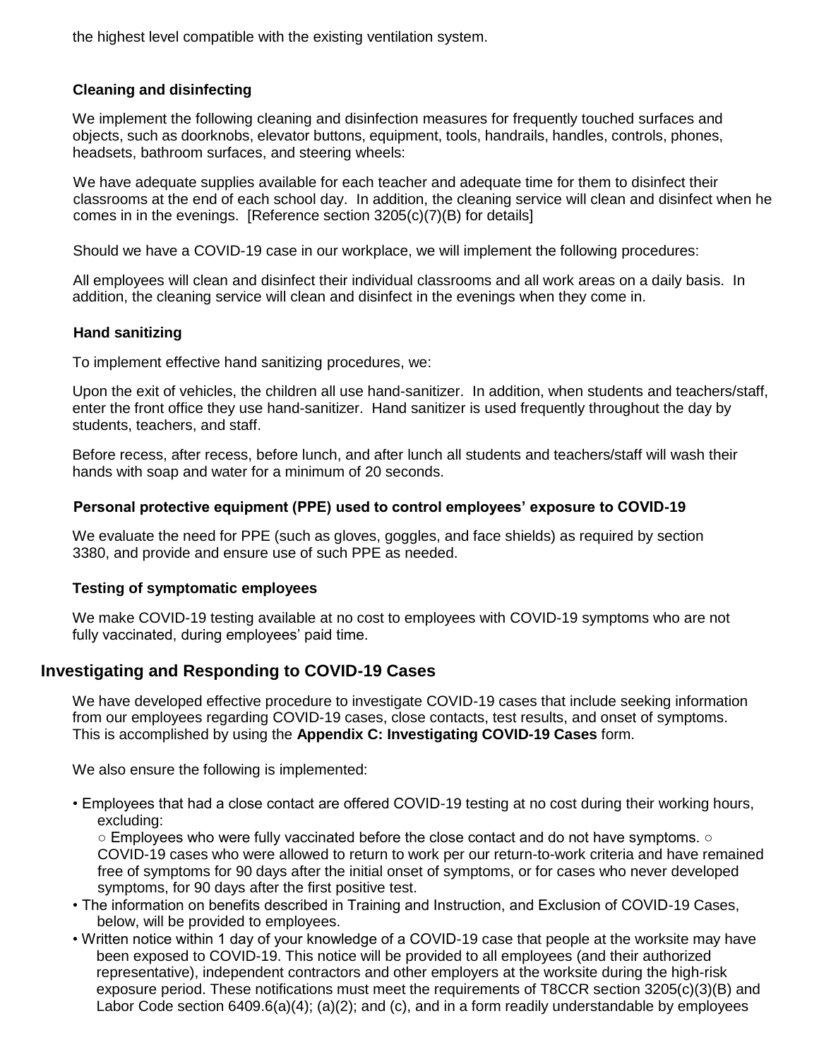the highest level compatible with the existing ventilation system.

### Cleaning and disinfecting

We implement the following cleaning and disinfection measures for frequently touched surfaces and objects, such as doorknobs, elevator buttons, equipment, tools, handrails, handles, controls, phones, headsets, bathroom surfaces, and steering wheels:

We have adequate supplies available for each teacher and adequate time for them to disinfect their classrooms at the end of each school day. In addition, the cleaning service will clean and disinfect when he comes in in the evenings. [Reference section 3205(c)(7)(B) for details]

Should we have a COVID-19 case in our workplace, we will implement the following procedures:

All employees will clean and disinfect their individual classrooms and all work areas on a daily basis. In addition, the cleaning service will clean and disinfect in the evenings when they come in.

### Hand sanitizing

To implement effective hand sanitizing procedures, we:

Upon the exit of vehicles, the children all use hand-sanitizer. In addition, when students and teachers/staff, enter the front office they use hand-sanitizer. Hand sanitizer is used frequently throughout the day by students, teachers, and staff.

Before recess, after recess, before lunch, and after lunch all students and teachers/staff will wash their hands with soap and water for a minimum of 20 seconds.

### Personal protective equipment (PPE) used to control employees' exposure to COVID-19

We evaluate the need for PPE (such as gloves, goggles, and face shields) as required by section 3380, and provide and ensure use of such PPE as needed.

### Testing of symptomatic employees

We make COVID-19 testing available at no cost to employees with COVID-19 symptoms who are not fully vaccinated, during employees' paid time.

## Investigating and Responding to COVID-19 Cases

We have developed effective procedure to investigate COVID-19 cases that include seeking information from our employees regarding COVID-19 cases, close contacts, test results, and onset of symptoms. This is accomplished by using the **Appendix C: Investigating COVID-19 Cases** form.

We also ensure the following is implemented:

- Employees that had a close contact are offered COVID-19 testing at no cost during their working hours, excluding:
  - Employees who were fully vaccinated before the close contact and do not have symptoms.
  - COVID-19 cases who were allowed to return to work per our return-to-work criteria and have remained free of symptoms for 90 days after the initial onset of symptoms, or for cases who never developed symptoms, for 90 days after the first positive test.
- The information on benefits described in Training and Instruction, and Exclusion of COVID-19 Cases, below, will be provided to employees.
- Written notice within 1 day of your knowledge of a COVID-19 case that people at the worksite may have been exposed to COVID-19. This notice will be provided to all employees (and their authorized representative), independent contractors and other employers at the worksite during the high-risk exposure period. These notifications must meet the requirements of T8CCR section 3205(c)(3)(B) and Labor Code section 6409.6(a)(4); (a)(2); and (c), and in a form readily understandable by employees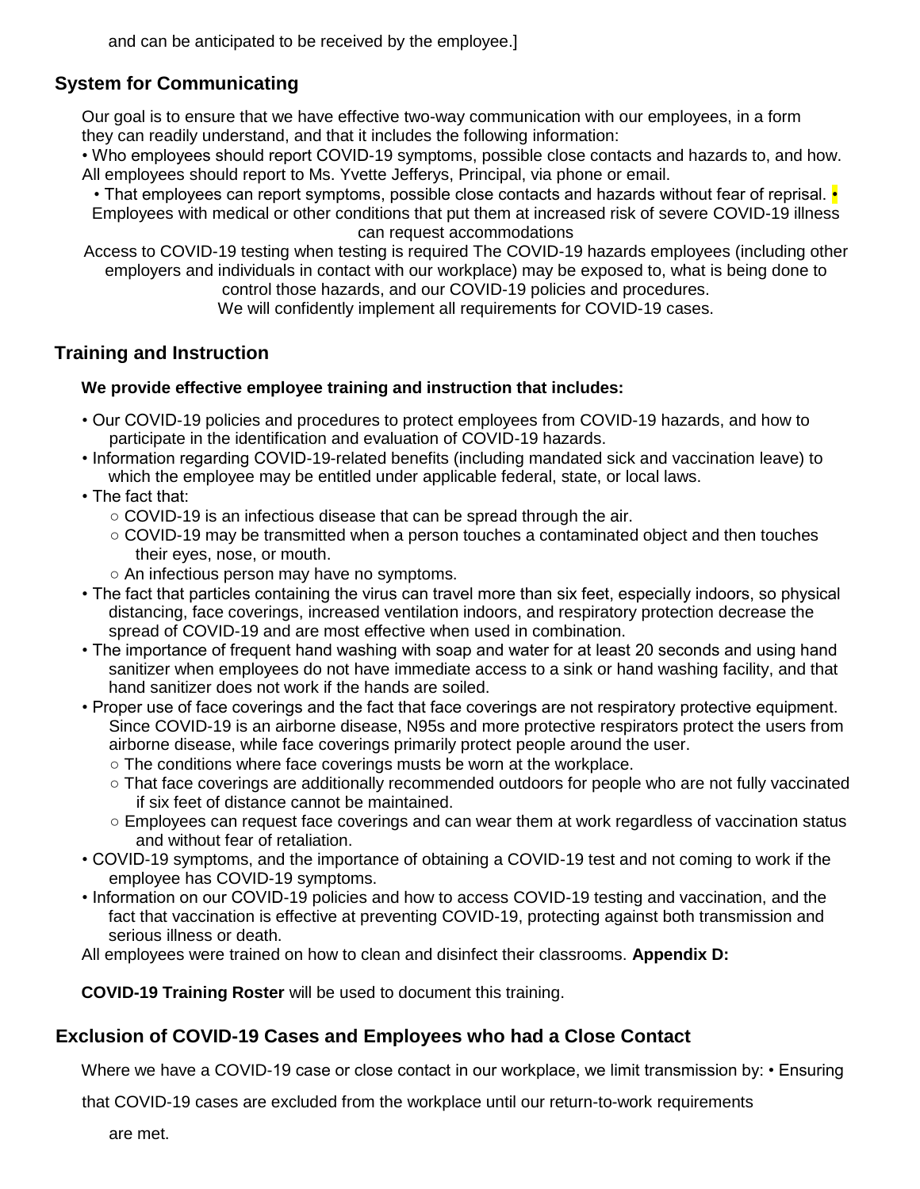and can be anticipated to be received by the employee.]

## System for Communicating

Our goal is to ensure that we have effective two-way communication with our employees, in a form they can readily understand, and that it includes the following information:

- Who employees should report COVID-19 symptoms, possible close contacts and hazards to, and how. All employees should report to Ms. Yvette Jefferys, Principal, via phone or email.
- That employees can report symptoms, possible close contacts and hazards without fear of reprisal.
- Employees with medical or other conditions that put them at increased risk of severe COVID-19 illness can request accommodations

Access to COVID-19 testing when testing is required The COVID-19 hazards employees (including other employers and individuals in contact with our workplace) may be exposed to, what is being done to control those hazards, and our COVID-19 policies and procedures.

We will confidently implement all requirements for COVID-19 cases.

## Training and Instruction

**We provide effective employee training and instruction that includes:**

- Our COVID-19 policies and procedures to protect employees from COVID-19 hazards, and how to participate in the identification and evaluation of COVID-19 hazards.
- Information regarding COVID-19-related benefits (including mandated sick and vaccination leave) to which the employee may be entitled under applicable federal, state, or local laws.
- The fact that:
  - COVID-19 is an infectious disease that can be spread through the air.
  - COVID-19 may be transmitted when a person touches a contaminated object and then touches their eyes, nose, or mouth.
  - An infectious person may have no symptoms.
- The fact that particles containing the virus can travel more than six feet, especially indoors, so physical distancing, face coverings, increased ventilation indoors, and respiratory protection decrease the spread of COVID-19 and are most effective when used in combination.
- The importance of frequent hand washing with soap and water for at least 20 seconds and using hand sanitizer when employees do not have immediate access to a sink or hand washing facility, and that hand sanitizer does not work if the hands are soiled.
- Proper use of face coverings and the fact that face coverings are not respiratory protective equipment. Since COVID-19 is an airborne disease, N95s and more protective respirators protect the users from airborne disease, while face coverings primarily protect people around the user.
  - The conditions where face coverings musts be worn at the workplace.
  - That face coverings are additionally recommended outdoors for people who are not fully vaccinated if six feet of distance cannot be maintained.
  - Employees can request face coverings and can wear them at work regardless of vaccination status and without fear of retaliation.
- COVID-19 symptoms, and the importance of obtaining a COVID-19 test and not coming to work if the employee has COVID-19 symptoms.
- Information on our COVID-19 policies and how to access COVID-19 testing and vaccination, and the fact that vaccination is effective at preventing COVID-19, protecting against both transmission and serious illness or death.

All employees were trained on how to clean and disinfect their classrooms. **Appendix D:**

**COVID-19 Training Roster** will be used to document this training.

## Exclusion of COVID-19 Cases and Employees who had a Close Contact

Where we have a COVID-19 case or close contact in our workplace, we limit transmission by:

- Ensuring that COVID-19 cases are excluded from the workplace until our return-to-work requirements are met.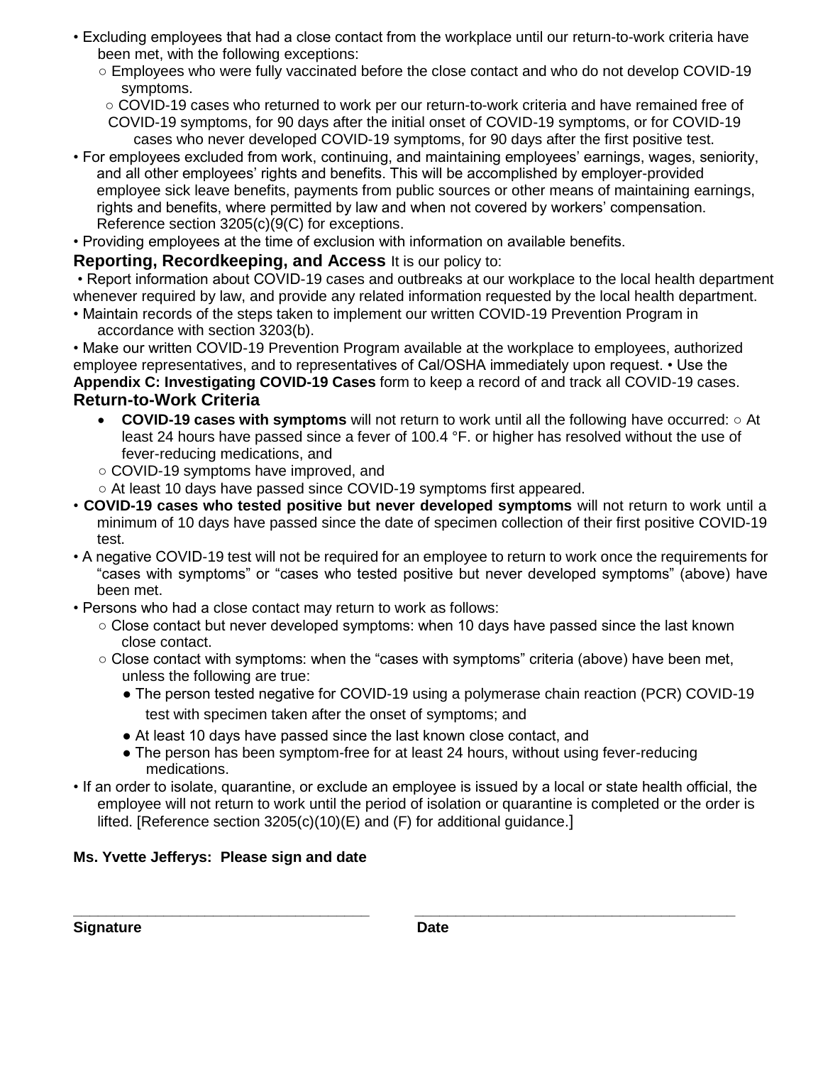- Excluding employees that had a close contact from the workplace until our return-to-work criteria have been met, with the following exceptions:
  - Employees who were fully vaccinated before the close contact and who do not develop COVID-19 symptoms.
  - COVID-19 cases who returned to work per our return-to-work criteria and have remained free of COVID-19 symptoms, for 90 days after the initial onset of COVID-19 symptoms, or for COVID-19 cases who never developed COVID-19 symptoms, for 90 days after the first positive test.
- For employees excluded from work, continuing, and maintaining employees' earnings, wages, seniority, and all other employees' rights and benefits. This will be accomplished by employer-provided employee sick leave benefits, payments from public sources or other means of maintaining earnings, rights and benefits, where permitted by law and when not covered by workers' compensation. Reference section 3205(c)(9(C) for exceptions.
- Providing employees at the time of exclusion with information on available benefits.

## Reporting, Recordkeeping, and Access

It is our policy to:

- Report information about COVID-19 cases and outbreaks at our workplace to the local health department whenever required by law, and provide any related information requested by the local health department.
- Maintain records of the steps taken to implement our written COVID-19 Prevention Program in accordance with section 3203(b).
- Make our written COVID-19 Prevention Program available at the workplace to employees, authorized employee representatives, and to representatives of Cal/OSHA immediately upon request.
- Use the **Appendix C: Investigating COVID-19 Cases** form to keep a record of and track all COVID-19 cases.

## Return-to-Work Criteria

- **COVID-19 cases with symptoms** will not return to work until all the following have occurred:
  - At least 24 hours have passed since a fever of 100.4 °F. or higher has resolved without the use of fever-reducing medications, and
  - COVID-19 symptoms have improved, and
  - At least 10 days have passed since COVID-19 symptoms first appeared.
- **COVID-19 cases who tested positive but never developed symptoms** will not return to work until a minimum of 10 days have passed since the date of specimen collection of their first positive COVID-19 test.
- A negative COVID-19 test will not be required for an employee to return to work once the requirements for "cases with symptoms" or "cases who tested positive but never developed symptoms" (above) have been met.
- Persons who had a close contact may return to work as follows:
  - Close contact but never developed symptoms: when 10 days have passed since the last known close contact.
  - Close contact with symptoms: when the "cases with symptoms" criteria (above) have been met, unless the following are true:
    - The person tested negative for COVID-19 using a polymerase chain reaction (PCR) COVID-19 test with specimen taken after the onset of symptoms; and
    - At least 10 days have passed since the last known close contact, and
    - The person has been symptom-free for at least 24 hours, without using fever-reducing medications.
- If an order to isolate, quarantine, or exclude an employee is issued by a local or state health official, the employee will not return to work until the period of isolation or quarantine is completed or the order is lifted. [Reference section 3205(c)(10)(E) and (F) for additional guidance.]

**Ms. Yvette Jefferys: Please sign and date**

\_\_\_\_\_\_\_\_\_\_\_\_\_\_\_\_\_\_\_\_\_\_\_\_\_\_\_\_\_\_\_\_\_\_\_ \_\_\_\_\_\_\_\_\_\_\_\_\_\_\_\_\_\_\_\_\_\_\_\_\_\_\_\_\_\_\_\_\_\_\_\_\_\_\_

**Signature** **Date**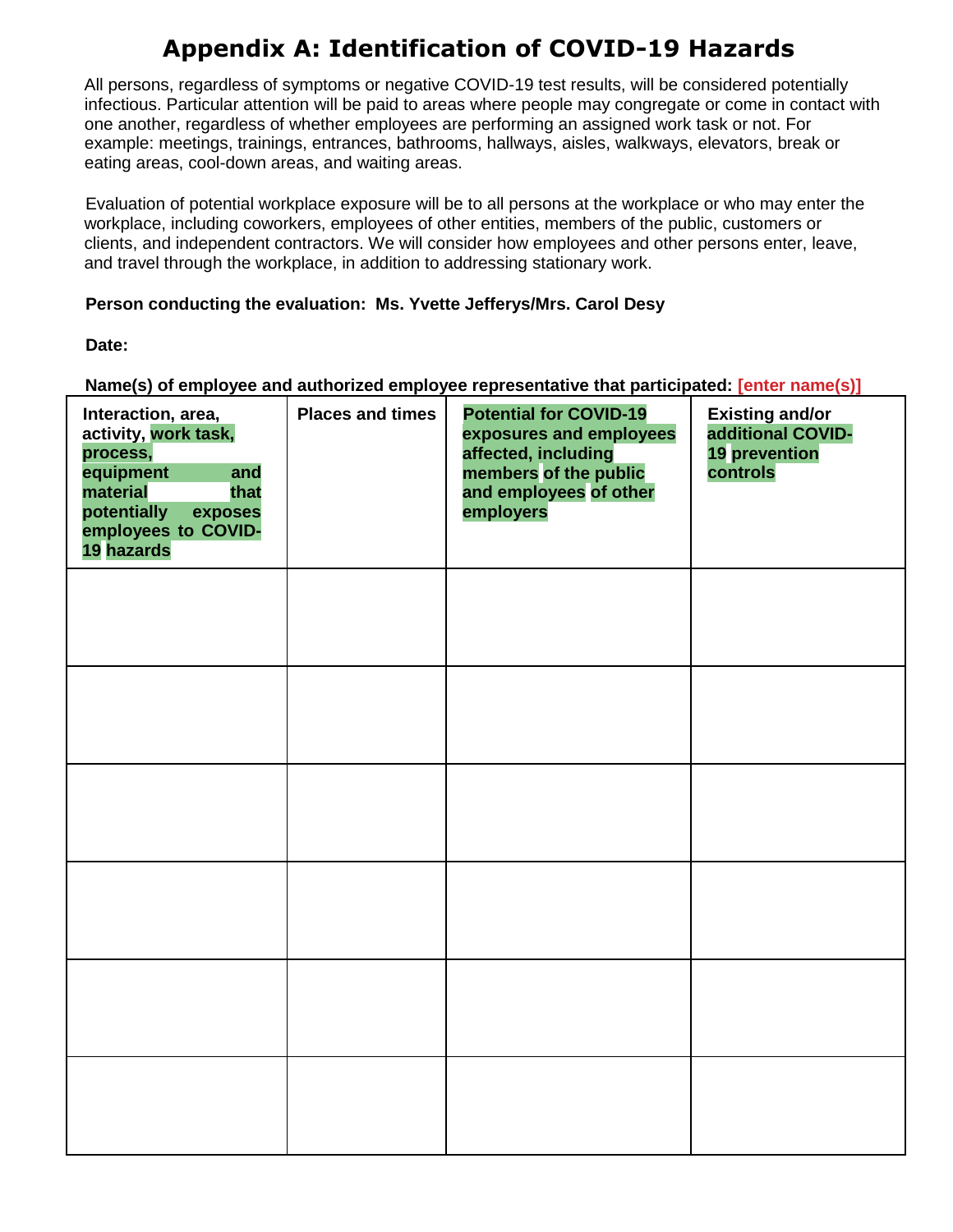# Appendix A: Identification of COVID-19 Hazards

All persons, regardless of symptoms or negative COVID-19 test results, will be considered potentially infectious. Particular attention will be paid to areas where people may congregate or come in contact with one another, regardless of whether employees are performing an assigned work task or not. For example: meetings, trainings, entrances, bathrooms, hallways, aisles, walkways, elevators, break or eating areas, cool-down areas, and waiting areas.

Evaluation of potential workplace exposure will be to all persons at the workplace or who may enter the workplace, including coworkers, employees of other entities, members of the public, customers or clients, and independent contractors. We will consider how employees and other persons enter, leave, and travel through the workplace, in addition to addressing stationary work.

**Person conducting the evaluation: Ms. Yvette Jefferys/Mrs. Carol Desy**

**Date:**

**Name(s) of employee and authorized employee representative that participated: [enter name(s)]**

| Interaction, area, activity, work task, process, equipment and material that potentially exposes employees to COVID-19 hazards | Places and times | Potential for COVID-19 exposures and employees affected, including members of the public and employees of other employers | Existing and/or additional COVID-19 prevention controls |
|---|---|---|---|
| | | | |
| | | | |
| | | | |
| | | | |
| | | | |
| | | | |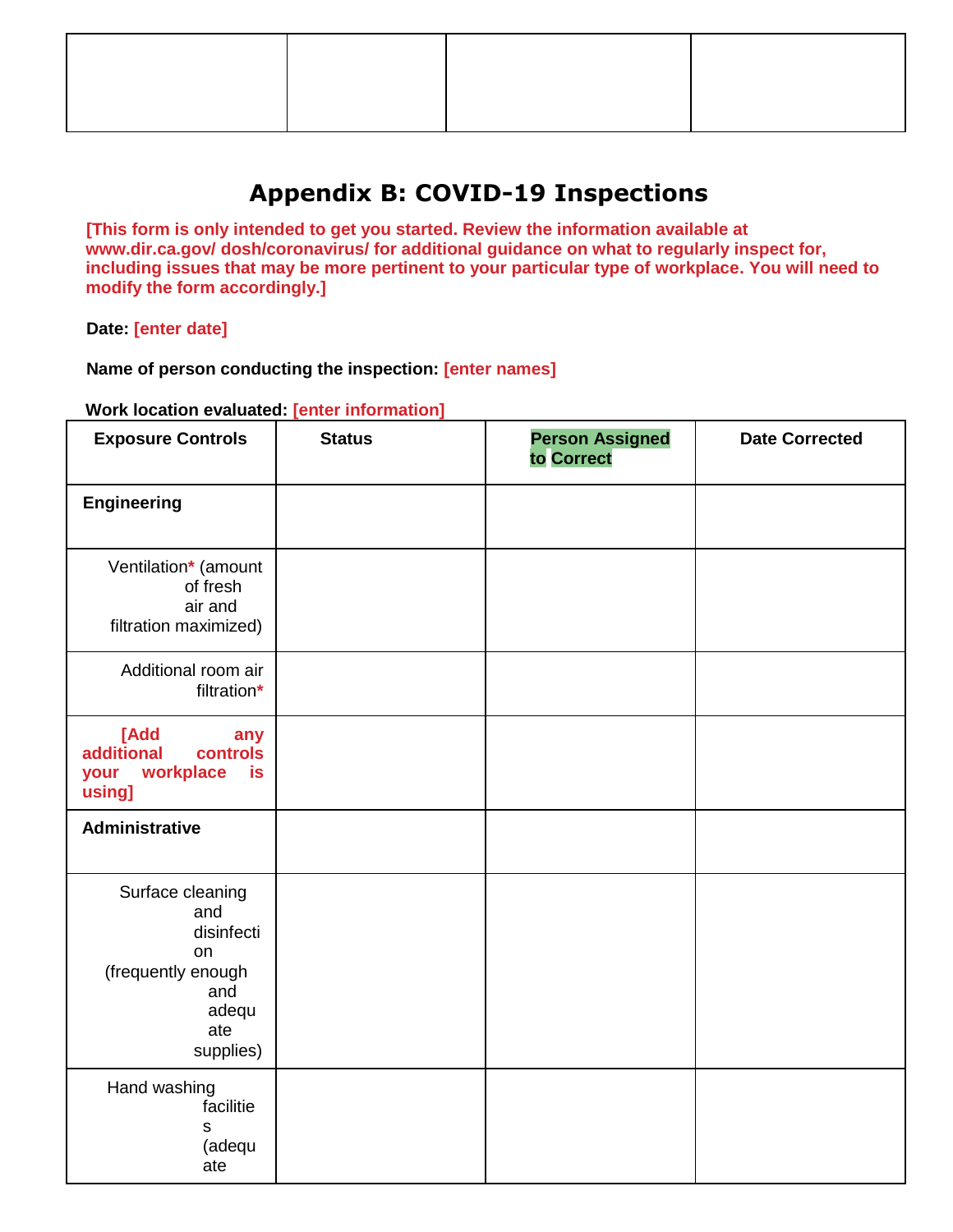| | | | |
|---|---|---|---|
| | | | |

# Appendix B: COVID-19 Inspections

**[This form is only intended to get you started. Review the information available at www.dir.ca.gov/ dosh/coronavirus/ for additional guidance on what to regularly inspect for, including issues that may be more pertinent to your particular type of workplace. You will need to modify the form accordingly.]**

**Date:** **[enter date]**

**Name of person conducting the inspection:** **[enter names]**

**Work location evaluated:** **[enter information]**

| Exposure Controls | Status | Person Assigned to Correct | Date Corrected |
|---|---|---|---|
| **Engineering** | | | |
| Ventilation* (amount of fresh air and filtration maximized) | | | |
| Additional room air filtration* | | | |
| **[Add any additional controls your workplace is using]** | | | |
| **Administrative** | | | |
| Surface cleaning and disinfection (frequently enough and adequate supplies) | | | |
| Hand washing facilities (adequate | | | |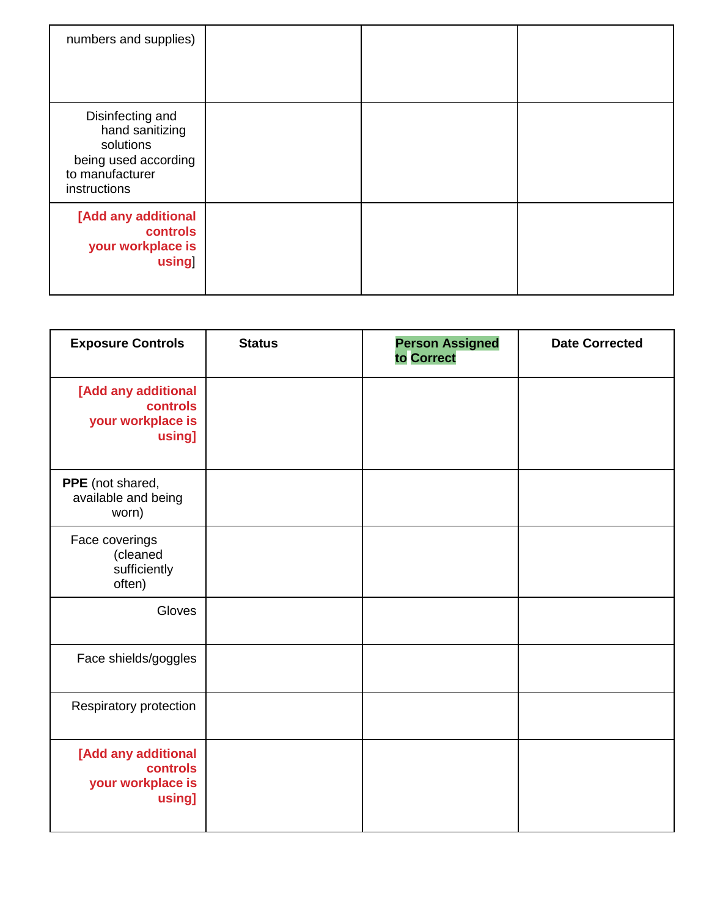| | | | |
|---|---|---|---|
| numbers and supplies) | | | |
| Disinfecting and hand sanitizing solutions being used according to manufacturer instructions | | | |
| **[Add any additional controls your workplace is using**] | | | |

| Exposure Controls | Status | Person Assigned to Correct | Date Corrected |
|---|---|---|---|
| **[Add any additional controls your workplace is using]** | | | |
| **PPE** (not shared, available and being worn) | | | |
| Face coverings (cleaned sufficiently often) | | | |
| Gloves | | | |
| Face shields/goggles | | | |
| Respiratory protection | | | |
| **[Add any additional controls your workplace is using]** | | | |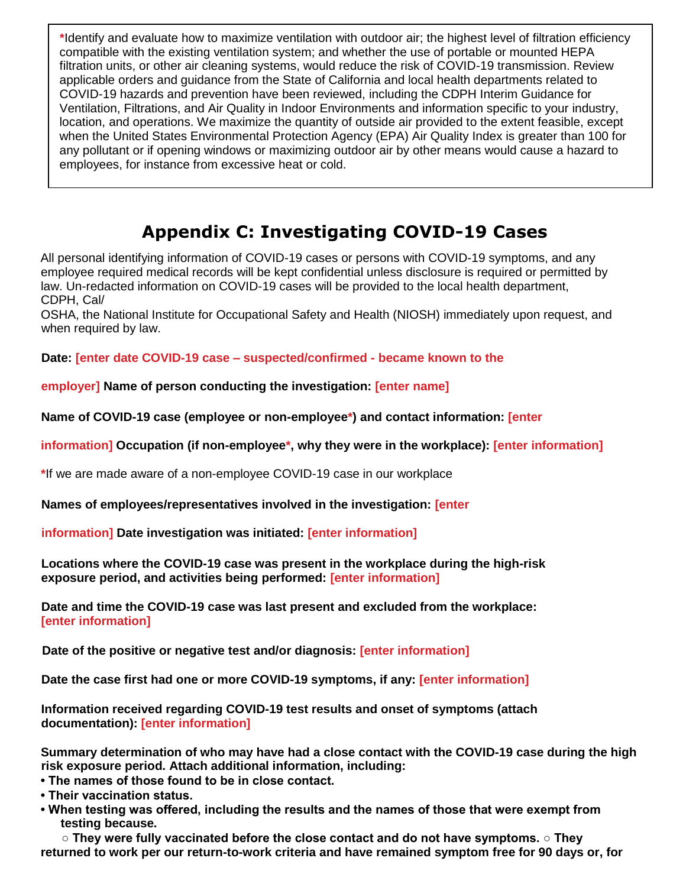*Identify and evaluate how to maximize ventilation with outdoor air; the highest level of filtration efficiency compatible with the existing ventilation system; and whether the use of portable or mounted HEPA filtration units, or other air cleaning systems, would reduce the risk of COVID-19 transmission. Review applicable orders and guidance from the State of California and local health departments related to COVID-19 hazards and prevention have been reviewed, including the CDPH Interim Guidance for Ventilation, Filtrations, and Air Quality in Indoor Environments and information specific to your industry, location, and operations. We maximize the quantity of outside air provided to the extent feasible, except when the United States Environmental Protection Agency (EPA) Air Quality Index is greater than 100 for any pollutant or if opening windows or maximizing outdoor air by other means would cause a hazard to employees, for instance from excessive heat or cold.

# Appendix C: Investigating COVID-19 Cases

All personal identifying information of COVID-19 cases or persons with COVID-19 symptoms, and any employee required medical records will be kept confidential unless disclosure is required or permitted by law. Un-redacted information on COVID-19 cases will be provided to the local health department, CDPH, Cal/OSHA, the National Institute for Occupational Safety and Health (NIOSH) immediately upon request, and when required by law.

**Date: [enter date COVID-19 case – suspected/confirmed - became known to the employer] Name of person conducting the investigation: [enter name]**

**Name of COVID-19 case (employee or non-employee*) and contact information: [enter information] Occupation (if non-employee*, why they were in the workplace): [enter information]**

*If we are made aware of a non-employee COVID-19 case in our workplace

**Names of employees/representatives involved in the investigation: [enter information] Date investigation was initiated: [enter information]**

**Locations where the COVID-19 case was present in the workplace during the high-risk exposure period, and activities being performed: [enter information]**

**Date and time the COVID-19 case was last present and excluded from the workplace: [enter information]**

**Date of the positive or negative test and/or diagnosis: [enter information]**

**Date the case first had one or more COVID-19 symptoms, if any: [enter information]**

**Information received regarding COVID-19 test results and onset of symptoms (attach documentation): [enter information]**

**Summary determination of who may have had a close contact with the COVID-19 case during the high risk exposure period. Attach additional information, including:**

- **The names of those found to be in close contact.**
- **Their vaccination status.**
- **When testing was offered, including the results and the names of those that were exempt from testing because.**
  - **They were fully vaccinated before the close contact and do not have symptoms.**
  - **They returned to work per our return-to-work criteria and have remained symptom free for 90 days or, for**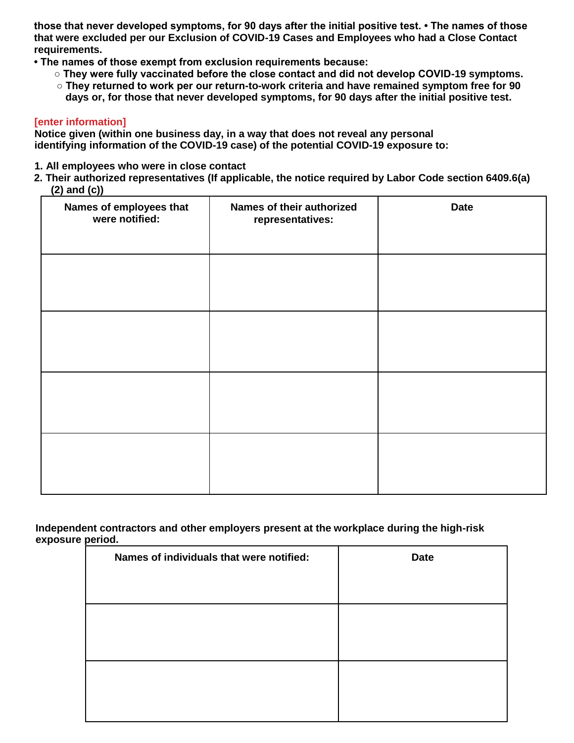**those that never developed symptoms, for 90 days after the initial positive test. • The names of those that were excluded per our Exclusion of COVID-19 Cases and Employees who had a Close Contact requirements.**

- **The names of those exempt from exclusion requirements because:**
  - **They were fully vaccinated before the close contact and did not develop COVID-19 symptoms.**
  - **They returned to work per our return-to-work criteria and have remained symptom free for 90 days or, for those that never developed symptoms, for 90 days after the initial positive test.**

[enter information]

**Notice given (within one business day, in a way that does not reveal any personal identifying information of the COVID-19 case) of the potential COVID-19 exposure to:**

1. **All employees who were in close contact**
2. **Their authorized representatives (If applicable, the notice required by Labor Code section 6409.6(a)(2) and (c))**

| Names of employees that were notified: | Names of their authorized representatives: | Date |
|---|---|---|
| | | |
| | | |
| | | |
| | | |

**Independent contractors and other employers present at the workplace during the high-risk exposure period.**

| Names of individuals that were notified: | Date |
|---|---|
| | |
| | |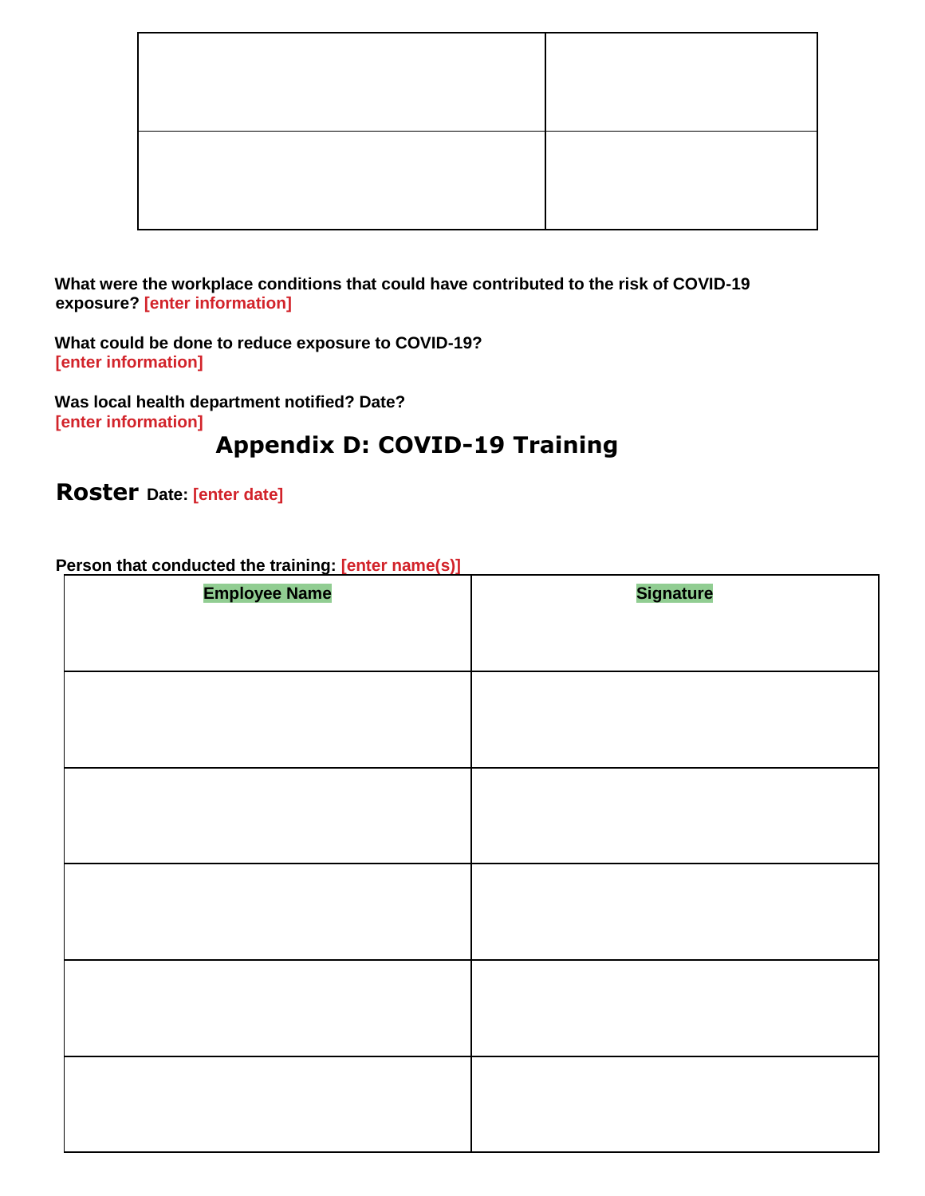| | |
|---|---|
| | |
| | |

**What were the workplace conditions that could have contributed to the risk of COVID-19 exposure?** [enter information]

**What could be done to reduce exposure to COVID-19?**
[enter information]

**Was local health department notified? Date?**
[enter information]

# Appendix D: COVID-19 Training

## Roster **Date:** [enter date]

**Person that conducted the training:** [enter name(s)]

| Employee Name | Signature |
|---|---|
| | |
| | |
| | |
| | |
| | |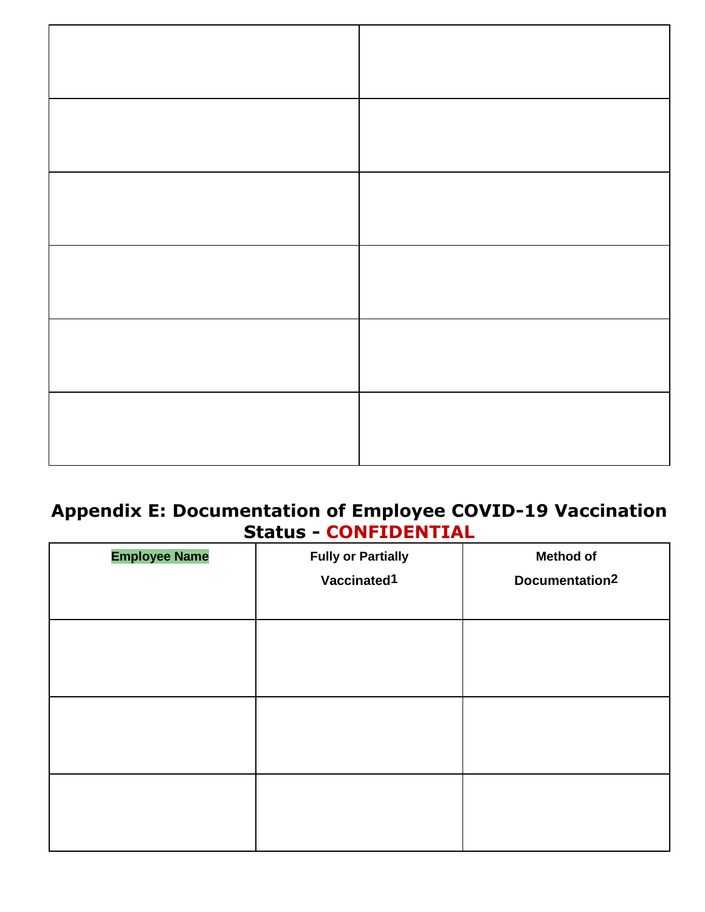| | |
|---|---|
| | |
| | |
| | |
| | |
| | |
| | |

## Appendix E: Documentation of Employee COVID-19 Vaccination Status - CONFIDENTIAL

| Employee Name | Fully or Partially Vaccinated[1] | Method of Documentation[2] |
|---|---|---|
| | | |
| | | |
| | | |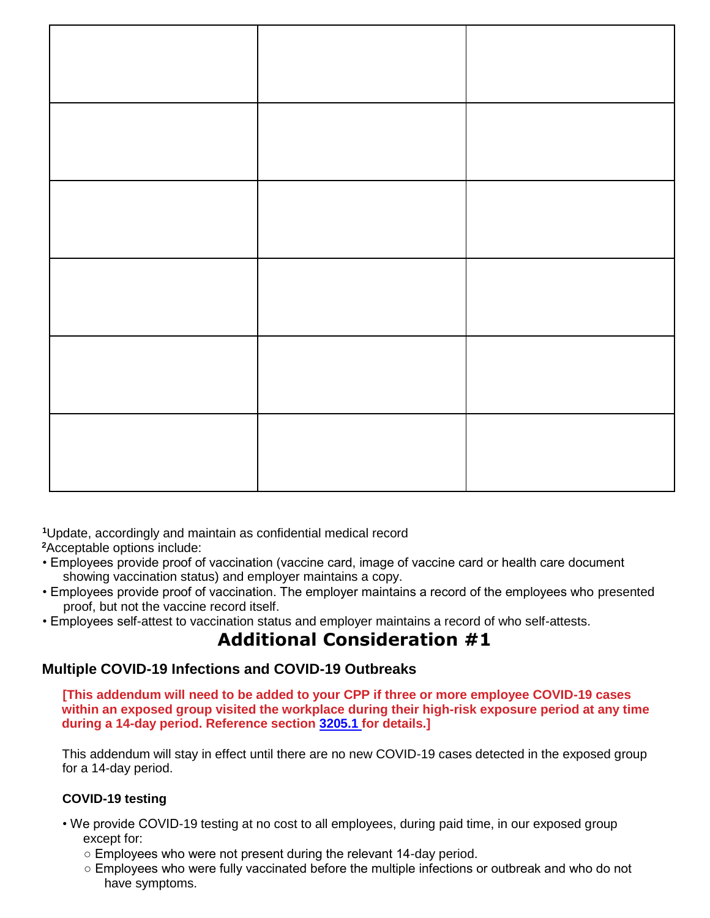| | | |
|---|---|---|
| | | |
| | | |
| | | |
| | | |
| | | |
| | | |

[1]Update, accordingly and maintain as confidential medical record

[2]Acceptable options include:

- Employees provide proof of vaccination (vaccine card, image of vaccine card or health care document showing vaccination status) and employer maintains a copy.
- Employees provide proof of vaccination. The employer maintains a record of the employees who presented proof, but not the vaccine record itself.
- Employees self-attest to vaccination status and employer maintains a record of who self-attests.

# Additional Consideration #1

## Multiple COVID-19 Infections and COVID-19 Outbreaks

**[This addendum will need to be added to your CPP if three or more employee COVID-19 cases within an exposed group visited the workplace during their high-risk exposure period at any time during a 14-day period. Reference section 3205.1 for details.]**

This addendum will stay in effect until there are no new COVID-19 cases detected in the exposed group for a 14-day period.

### COVID-19 testing

- We provide COVID-19 testing at no cost to all employees, during paid time, in our exposed group except for:
  - Employees who were not present during the relevant 14-day period.
  - Employees who were fully vaccinated before the multiple infections or outbreak and who do not have symptoms.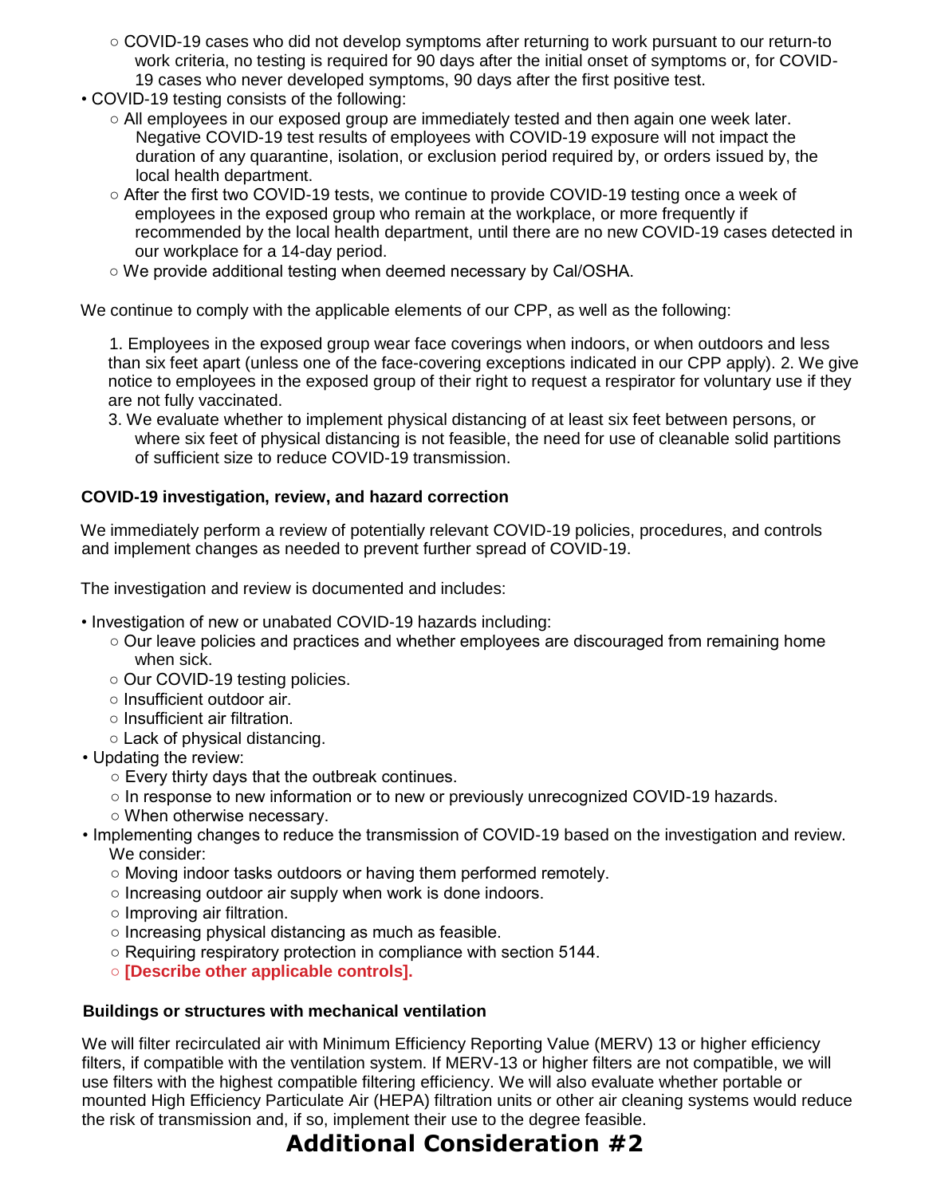- ○ COVID-19 cases who did not develop symptoms after returning to work pursuant to our return-to work criteria, no testing is required for 90 days after the initial onset of symptoms or, for COVID-19 cases who never developed symptoms, 90 days after the first positive test.
- COVID-19 testing consists of the following:
  - ○ All employees in our exposed group are immediately tested and then again one week later. Negative COVID-19 test results of employees with COVID-19 exposure will not impact the duration of any quarantine, isolation, or exclusion period required by, or orders issued by, the local health department.
  - ○ After the first two COVID-19 tests, we continue to provide COVID-19 testing once a week of employees in the exposed group who remain at the workplace, or more frequently if recommended by the local health department, until there are no new COVID-19 cases detected in our workplace for a 14-day period.
  - ○ We provide additional testing when deemed necessary by Cal/OSHA.

We continue to comply with the applicable elements of our CPP, as well as the following:

1. Employees in the exposed group wear face coverings when indoors, or when outdoors and less than six feet apart (unless one of the face-covering exceptions indicated in our CPP apply). 2. We give notice to employees in the exposed group of their right to request a respirator for voluntary use if they are not fully vaccinated.
3. We evaluate whether to implement physical distancing of at least six feet between persons, or where six feet of physical distancing is not feasible, the need for use of cleanable solid partitions of sufficient size to reduce COVID-19 transmission.

**COVID-19 investigation, review, and hazard correction**

We immediately perform a review of potentially relevant COVID-19 policies, procedures, and controls and implement changes as needed to prevent further spread of COVID-19.

The investigation and review is documented and includes:

- Investigation of new or unabated COVID-19 hazards including:
  - ○ Our leave policies and practices and whether employees are discouraged from remaining home when sick.
  - ○ Our COVID-19 testing policies.
  - ○ Insufficient outdoor air.
  - ○ Insufficient air filtration.
  - ○ Lack of physical distancing.
- Updating the review:
  - ○ Every thirty days that the outbreak continues.
  - ○ In response to new information or to new or previously unrecognized COVID-19 hazards.
  - ○ When otherwise necessary.
- Implementing changes to reduce the transmission of COVID-19 based on the investigation and review. We consider:
  - ○ Moving indoor tasks outdoors or having them performed remotely.
  - ○ Increasing outdoor air supply when work is done indoors.
  - ○ Improving air filtration.
  - ○ Increasing physical distancing as much as feasible.
  - ○ Requiring respiratory protection in compliance with section 5144.
  - ○ **[Describe other applicable controls].**

**Buildings or structures with mechanical ventilation**

We will filter recirculated air with Minimum Efficiency Reporting Value (MERV) 13 or higher efficiency filters, if compatible with the ventilation system. If MERV-13 or higher filters are not compatible, we will use filters with the highest compatible filtering efficiency. We will also evaluate whether portable or mounted High Efficiency Particulate Air (HEPA) filtration units or other air cleaning systems would reduce the risk of transmission and, if so, implement their use to the degree feasible.

## Additional Consideration #2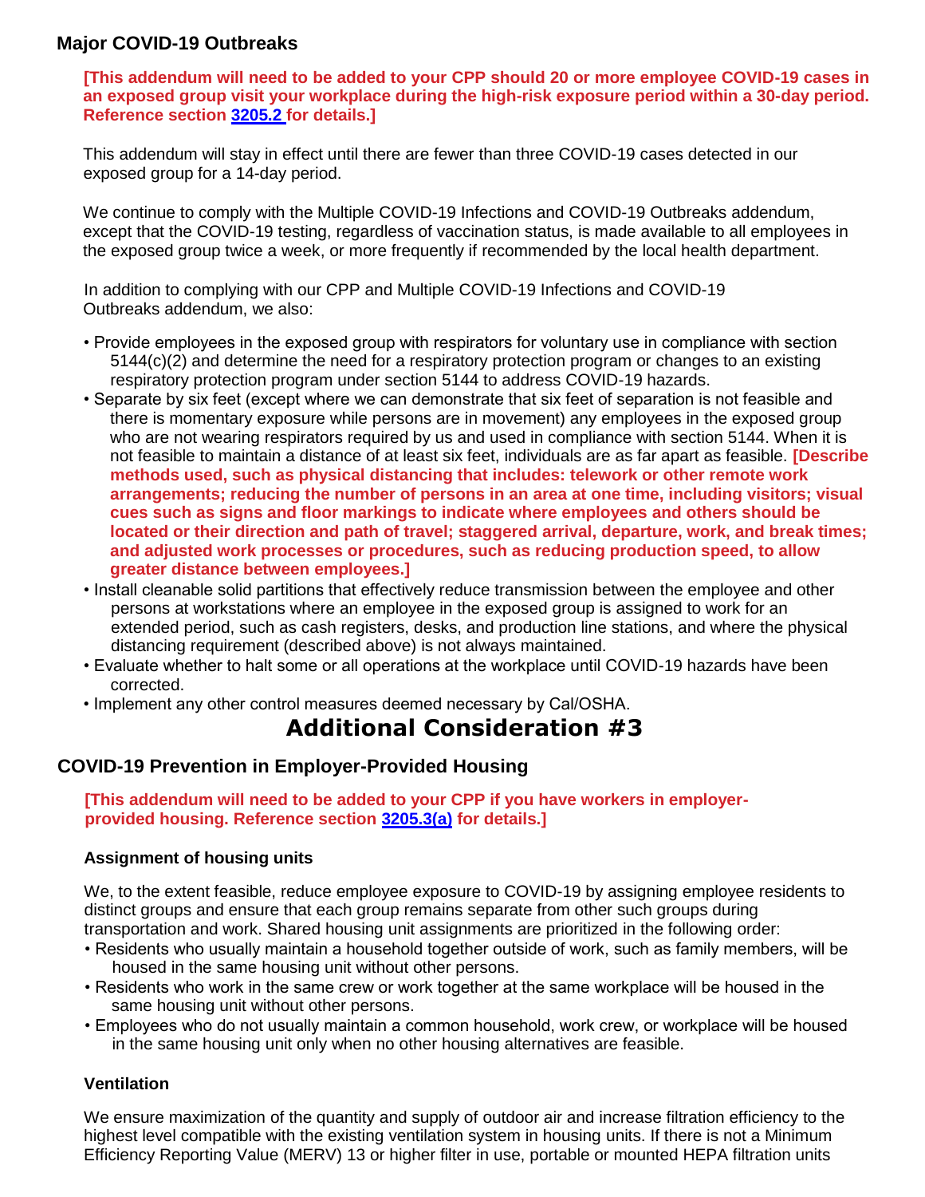## Major COVID-19 Outbreaks

**[This addendum will need to be added to your CPP should 20 or more employee COVID-19 cases in an exposed group visit your workplace during the high-risk exposure period within a 30-day period. Reference section 3205.2 for details.]**

This addendum will stay in effect until there are fewer than three COVID-19 cases detected in our exposed group for a 14-day period.

We continue to comply with the Multiple COVID-19 Infections and COVID-19 Outbreaks addendum, except that the COVID-19 testing, regardless of vaccination status, is made available to all employees in the exposed group twice a week, or more frequently if recommended by the local health department.

In addition to complying with our CPP and Multiple COVID-19 Infections and COVID-19 Outbreaks addendum, we also:

- Provide employees in the exposed group with respirators for voluntary use in compliance with section 5144(c)(2) and determine the need for a respiratory protection program or changes to an existing respiratory protection program under section 5144 to address COVID-19 hazards.
- Separate by six feet (except where we can demonstrate that six feet of separation is not feasible and there is momentary exposure while persons are in movement) any employees in the exposed group who are not wearing respirators required by us and used in compliance with section 5144. When it is not feasible to maintain a distance of at least six feet, individuals are as far apart as feasible. **[Describe methods used, such as physical distancing that includes: telework or other remote work arrangements; reducing the number of persons in an area at one time, including visitors; visual cues such as signs and floor markings to indicate where employees and others should be located or their direction and path of travel; staggered arrival, departure, work, and break times; and adjusted work processes or procedures, such as reducing production speed, to allow greater distance between employees.]**
- Install cleanable solid partitions that effectively reduce transmission between the employee and other persons at workstations where an employee in the exposed group is assigned to work for an extended period, such as cash registers, desks, and production line stations, and where the physical distancing requirement (described above) is not always maintained.
- Evaluate whether to halt some or all operations at the workplace until COVID-19 hazards have been corrected.
- Implement any other control measures deemed necessary by Cal/OSHA.

# Additional Consideration #3

## COVID-19 Prevention in Employer-Provided Housing

**[This addendum will need to be added to your CPP if you have workers in employer-provided housing. Reference section 3205.3(a) for details.]**

### Assignment of housing units

We, to the extent feasible, reduce employee exposure to COVID-19 by assigning employee residents to distinct groups and ensure that each group remains separate from other such groups during transportation and work. Shared housing unit assignments are prioritized in the following order:

- Residents who usually maintain a household together outside of work, such as family members, will be housed in the same housing unit without other persons.
- Residents who work in the same crew or work together at the same workplace will be housed in the same housing unit without other persons.
- Employees who do not usually maintain a common household, work crew, or workplace will be housed in the same housing unit only when no other housing alternatives are feasible.

### Ventilation

We ensure maximization of the quantity and supply of outdoor air and increase filtration efficiency to the highest level compatible with the existing ventilation system in housing units. If there is not a Minimum Efficiency Reporting Value (MERV) 13 or higher filter in use, portable or mounted HEPA filtration units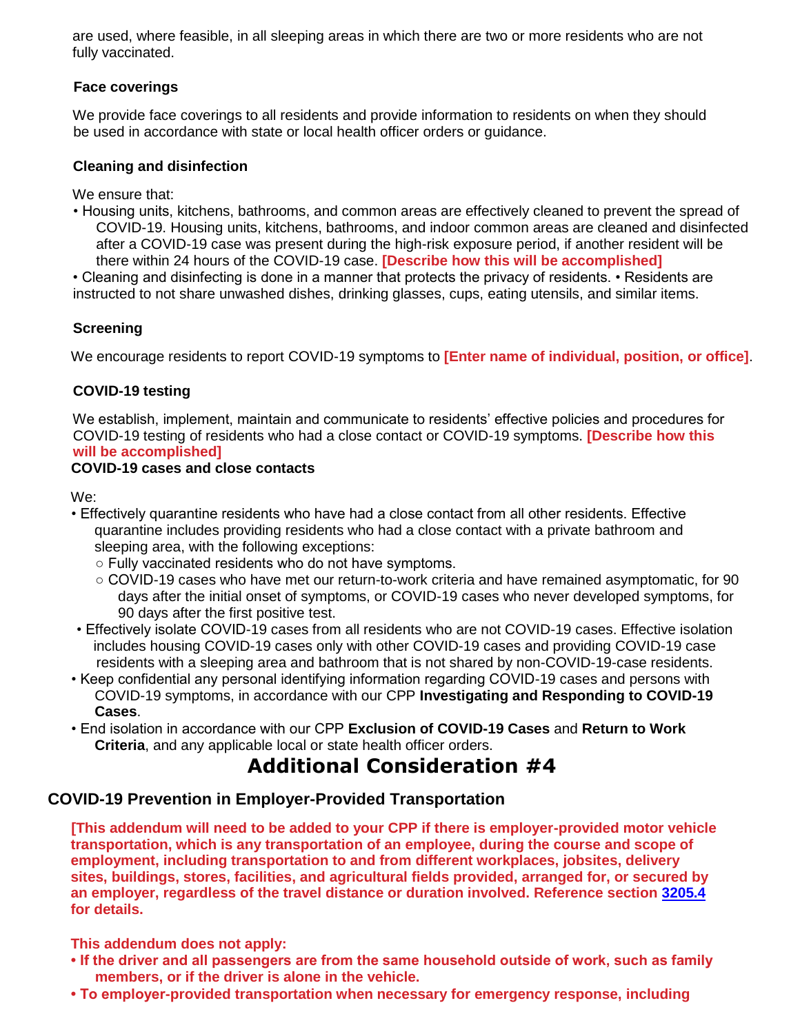are used, where feasible, in all sleeping areas in which there are two or more residents who are not fully vaccinated.

**Face coverings**

We provide face coverings to all residents and provide information to residents on when they should be used in accordance with state or local health officer orders or guidance.

**Cleaning and disinfection**

We ensure that:

- Housing units, kitchens, bathrooms, and common areas are effectively cleaned to prevent the spread of COVID-19. Housing units, kitchens, bathrooms, and indoor common areas are cleaned and disinfected after a COVID-19 case was present during the high-risk exposure period, if another resident will be there within 24 hours of the COVID-19 case. **[Describe how this will be accomplished]**
- Cleaning and disinfecting is done in a manner that protects the privacy of residents. • Residents are instructed to not share unwashed dishes, drinking glasses, cups, eating utensils, and similar items.

**Screening**

We encourage residents to report COVID-19 symptoms to **[Enter name of individual, position, or office]**.

**COVID-19 testing**

We establish, implement, maintain and communicate to residents' effective policies and procedures for COVID-19 testing of residents who had a close contact or COVID-19 symptoms. **[Describe how this will be accomplished]**

**COVID-19 cases and close contacts**

We:

- Effectively quarantine residents who have had a close contact from all other residents. Effective quarantine includes providing residents who had a close contact with a private bathroom and sleeping area, with the following exceptions:
  - Fully vaccinated residents who do not have symptoms.
  - COVID-19 cases who have met our return-to-work criteria and have remained asymptomatic, for 90 days after the initial onset of symptoms, or COVID-19 cases who never developed symptoms, for 90 days after the first positive test.
- Effectively isolate COVID-19 cases from all residents who are not COVID-19 cases. Effective isolation includes housing COVID-19 cases only with other COVID-19 cases and providing COVID-19 case residents with a sleeping area and bathroom that is not shared by non-COVID-19-case residents.
- Keep confidential any personal identifying information regarding COVID-19 cases and persons with COVID-19 symptoms, in accordance with our CPP **Investigating and Responding to COVID-19 Cases**.
- End isolation in accordance with our CPP **Exclusion of COVID-19 Cases** and **Return to Work Criteria**, and any applicable local or state health officer orders.

# Additional Consideration #4

## COVID-19 Prevention in Employer-Provided Transportation

**[This addendum will need to be added to your CPP if there is employer-provided motor vehicle transportation, which is any transportation of an employee, during the course and scope of employment, including transportation to and from different workplaces, jobsites, delivery sites, buildings, stores, facilities, and agricultural fields provided, arranged for, or secured by an employer, regardless of the travel distance or duration involved. Reference section 3205.4 for details.**

**This addendum does not apply:**

- **If the driver and all passengers are from the same household outside of work, such as family members, or if the driver is alone in the vehicle.**
- **To employer-provided transportation when necessary for emergency response, including**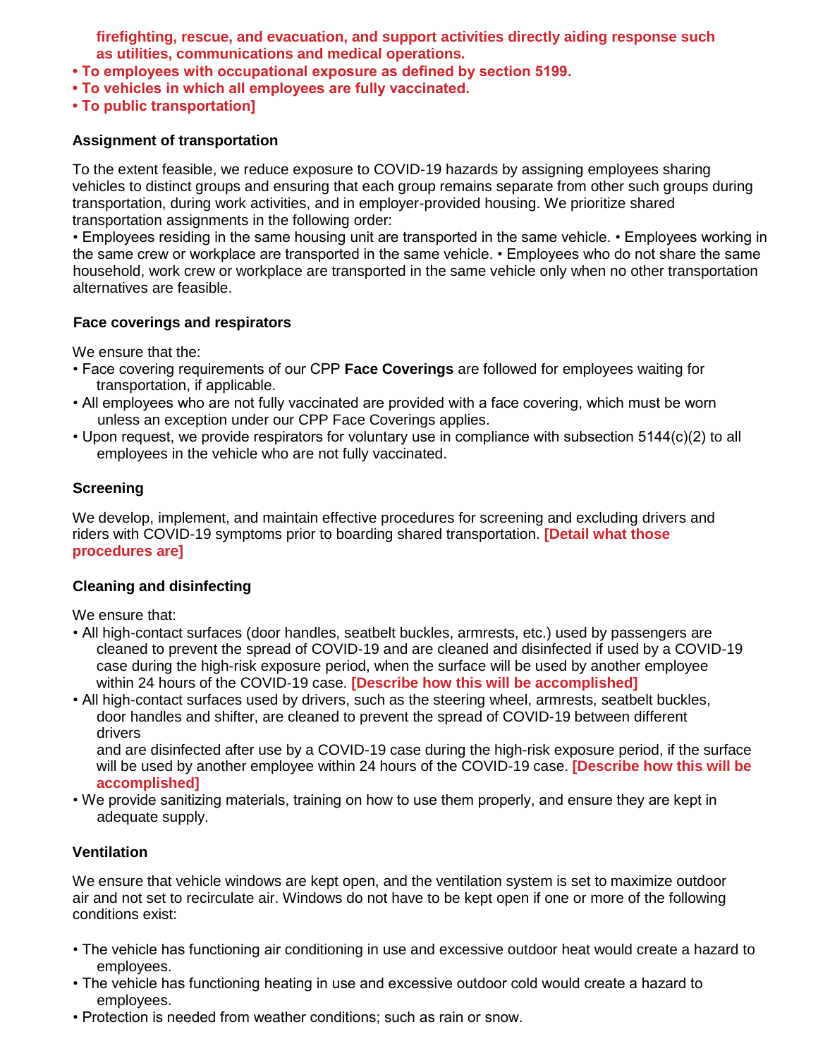**firefighting, rescue, and evacuation, and support activities directly aiding response such as utilities, communications and medical operations.**

- **To employees with occupational exposure as defined by section 5199.**
- **To vehicles in which all employees are fully vaccinated.**
- **To public transportation]**

### Assignment of transportation

To the extent feasible, we reduce exposure to COVID-19 hazards by assigning employees sharing vehicles to distinct groups and ensuring that each group remains separate from other such groups during transportation, during work activities, and in employer-provided housing. We prioritize shared transportation assignments in the following order:

- Employees residing in the same housing unit are transported in the same vehicle.
- Employees working in the same crew or workplace are transported in the same vehicle.
- Employees who do not share the same household, work crew or workplace are transported in the same vehicle only when no other transportation alternatives are feasible.

### Face coverings and respirators

We ensure that the:

- Face covering requirements of our CPP **Face Coverings** are followed for employees waiting for transportation, if applicable.
- All employees who are not fully vaccinated are provided with a face covering, which must be worn unless an exception under our CPP Face Coverings applies.
- Upon request, we provide respirators for voluntary use in compliance with subsection 5144(c)(2) to all employees in the vehicle who are not fully vaccinated.

### Screening

We develop, implement, and maintain effective procedures for screening and excluding drivers and riders with COVID-19 symptoms prior to boarding shared transportation. **[Detail what those procedures are]**

### Cleaning and disinfecting

We ensure that:

- All high-contact surfaces (door handles, seatbelt buckles, armrests, etc.) used by passengers are cleaned to prevent the spread of COVID-19 and are cleaned and disinfected if used by a COVID-19 case during the high-risk exposure period, when the surface will be used by another employee within 24 hours of the COVID-19 case. **[Describe how this will be accomplished]**
- All high-contact surfaces used by drivers, such as the steering wheel, armrests, seatbelt buckles, door handles and shifter, are cleaned to prevent the spread of COVID-19 between different drivers and are disinfected after use by a COVID-19 case during the high-risk exposure period, if the surface will be used by another employee within 24 hours of the COVID-19 case. **[Describe how this will be accomplished]**
- We provide sanitizing materials, training on how to use them properly, and ensure they are kept in adequate supply.

### Ventilation

We ensure that vehicle windows are kept open, and the ventilation system is set to maximize outdoor air and not set to recirculate air. Windows do not have to be kept open if one or more of the following conditions exist:

- The vehicle has functioning air conditioning in use and excessive outdoor heat would create a hazard to employees.
- The vehicle has functioning heating in use and excessive outdoor cold would create a hazard to employees.
- Protection is needed from weather conditions; such as rain or snow.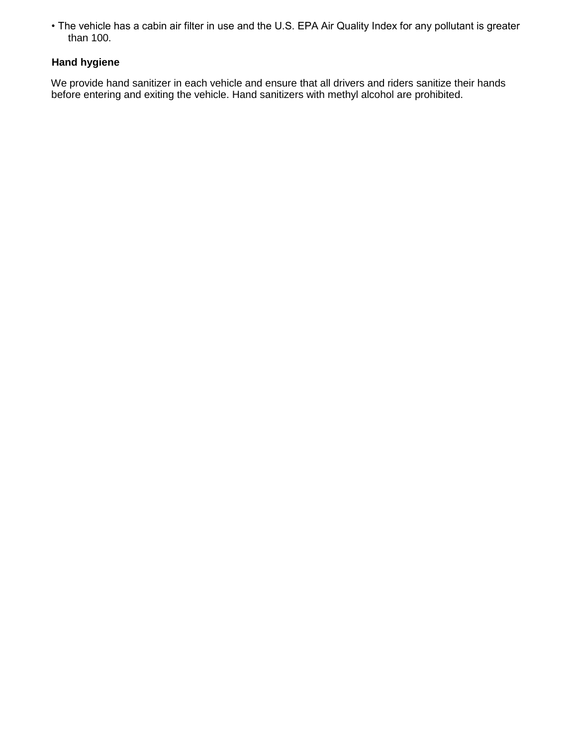- The vehicle has a cabin air filter in use and the U.S. EPA Air Quality Index for any pollutant is greater than 100.

### Hand hygiene

We provide hand sanitizer in each vehicle and ensure that all drivers and riders sanitize their hands before entering and exiting the vehicle. Hand sanitizers with methyl alcohol are prohibited.